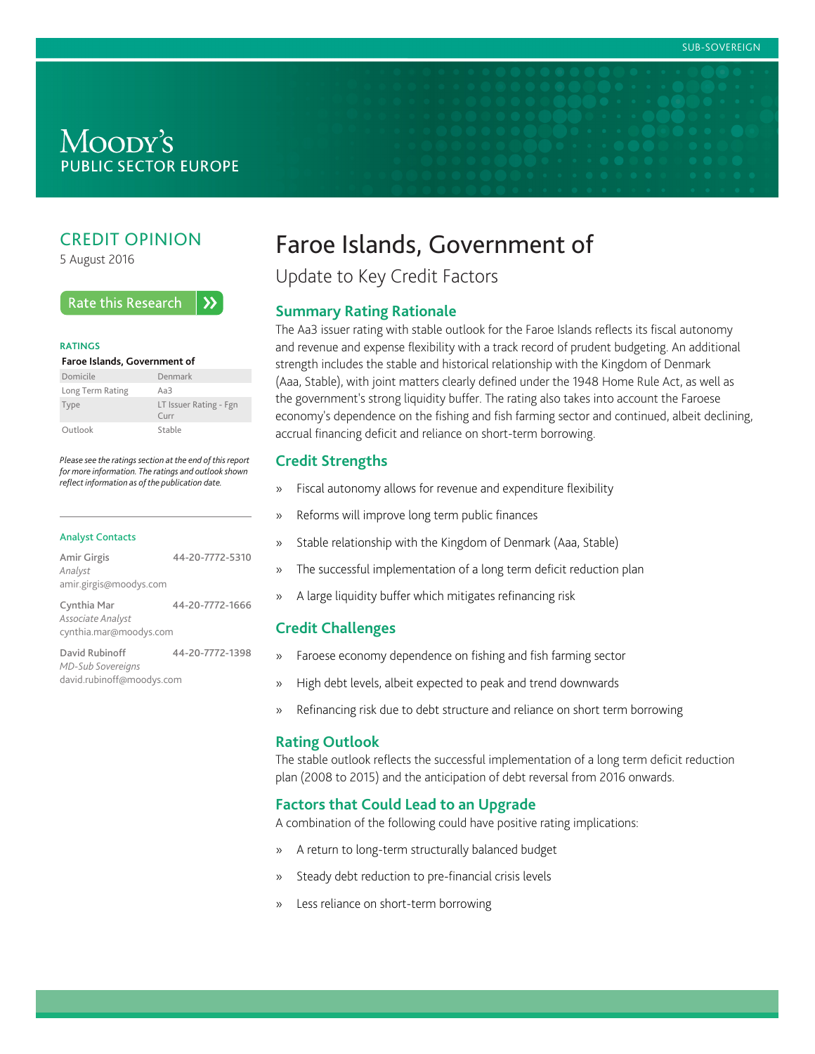SUB-SOVEREIGN

MOODY'S
PUBLIC SECTOR EUROPE

## CREDIT OPINION

5 August 2016

Rate this Research

**RATINGS**

**Faroe Islands, Government of**

| | |
|---|---|
| Domicile | Denmark |
| Long Term Rating | Aa3 |
| Type | LT Issuer Rating - Fgn Curr |
| Outlook | Stable |

*Please see the ratings section at the end of this report for more information. The ratings and outlook shown reflect information as of the publication date.*

**Analyst Contacts**

**Amir Girgis** 44-20-7772-5310
*Analyst*
amir.girgis@moodys.com

**Cynthia Mar** 44-20-7772-1666
*Associate Analyst*
cynthia.mar@moodys.com

**David Rubinoff** 44-20-7772-1398
*MD-Sub Sovereigns*
david.rubinoff@moodys.com

# Faroe Islands, Government of

Update to Key Credit Factors

## Summary Rating Rationale

The Aa3 issuer rating with stable outlook for the Faroe Islands reflects its fiscal autonomy and revenue and expense flexibility with a track record of prudent budgeting. An additional strength includes the stable and historical relationship with the Kingdom of Denmark (Aaa, Stable), with joint matters clearly defined under the 1948 Home Rule Act, as well as the government's strong liquidity buffer. The rating also takes into account the Faroese economy's dependence on the fishing and fish farming sector and continued, albeit declining, accrual financing deficit and reliance on short-term borrowing.

## Credit Strengths

- Fiscal autonomy allows for revenue and expenditure flexibility
- Reforms will improve long term public finances
- Stable relationship with the Kingdom of Denmark (Aaa, Stable)
- The successful implementation of a long term deficit reduction plan
- A large liquidity buffer which mitigates refinancing risk

## Credit Challenges

- Faroese economy dependence on fishing and fish farming sector
- High debt levels, albeit expected to peak and trend downwards
- Refinancing risk due to debt structure and reliance on short term borrowing

## Rating Outlook

The stable outlook reflects the successful implementation of a long term deficit reduction plan (2008 to 2015) and the anticipation of debt reversal from 2016 onwards.

## Factors that Could Lead to an Upgrade

A combination of the following could have positive rating implications:

- A return to long-term structurally balanced budget
- Steady debt reduction to pre-financial crisis levels
- Less reliance on short-term borrowing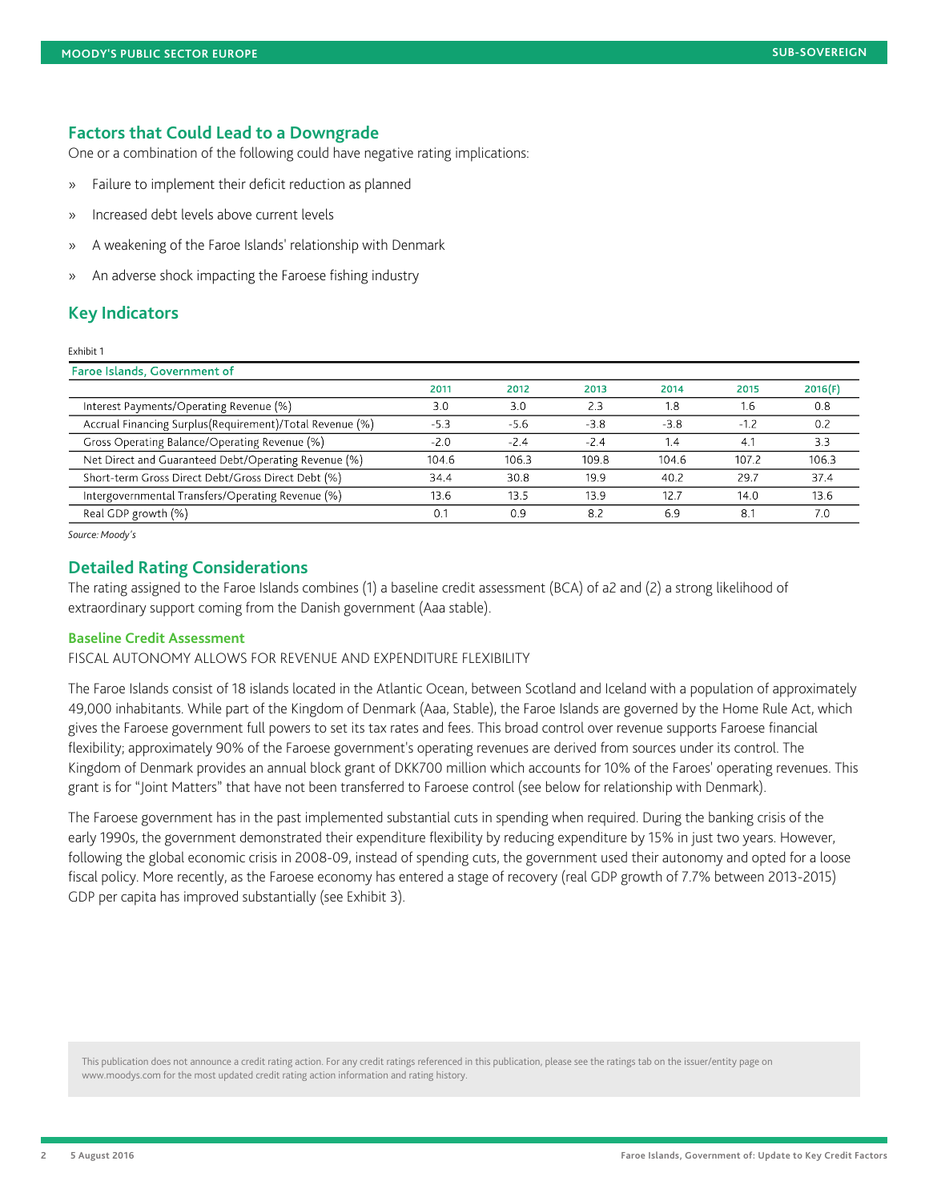## Factors that Could Lead to a Downgrade

One or a combination of the following could have negative rating implications:

» Failure to implement their deficit reduction as planned

» Increased debt levels above current levels

» A weakening of the Faroe Islands' relationship with Denmark

» An adverse shock impacting the Faroese fishing industry

## Key Indicators

Exhibit 1

| Faroe Islands, Government of | | | | | | |
|---|---|---|---|---|---|---|
| | 2011 | 2012 | 2013 | 2014 | 2015 | 2016(F) |
| Interest Payments/Operating Revenue (%) | 3.0 | 3.0 | 2.3 | 1.8 | 1.6 | 0.8 |
| Accrual Financing Surplus(Requirement)/Total Revenue (%) | -5.3 | -5.6 | -3.8 | -3.8 | -1.2 | 0.2 |
| Gross Operating Balance/Operating Revenue (%) | -2.0 | -2.4 | -2.4 | 1.4 | 4.1 | 3.3 |
| Net Direct and Guaranteed Debt/Operating Revenue (%) | 104.6 | 106.3 | 109.8 | 104.6 | 107.2 | 106.3 |
| Short-term Gross Direct Debt/Gross Direct Debt (%) | 34.4 | 30.8 | 19.9 | 40.2 | 29.7 | 37.4 |
| Intergovernmental Transfers/Operating Revenue (%) | 13.6 | 13.5 | 13.9 | 12.7 | 14.0 | 13.6 |
| Real GDP growth (%) | 0.1 | 0.9 | 8.2 | 6.9 | 8.1 | 7.0 |

*Source: Moody's*

## Detailed Rating Considerations

The rating assigned to the Faroe Islands combines (1) a baseline credit assessment (BCA) of a2 and (2) a strong likelihood of extraordinary support coming from the Danish government (Aaa stable).

### Baseline Credit Assessment

FISCAL AUTONOMY ALLOWS FOR REVENUE AND EXPENDITURE FLEXIBILITY

The Faroe Islands consist of 18 islands located in the Atlantic Ocean, between Scotland and Iceland with a population of approximately 49,000 inhabitants. While part of the Kingdom of Denmark (Aaa, Stable), the Faroe Islands are governed by the Home Rule Act, which gives the Faroese government full powers to set its tax rates and fees. This broad control over revenue supports Faroese financial flexibility; approximately 90% of the Faroese government's operating revenues are derived from sources under its control. The Kingdom of Denmark provides an annual block grant of DKK700 million which accounts for 10% of the Faroes' operating revenues. This grant is for "Joint Matters" that have not been transferred to Faroese control (see below for relationship with Denmark).

The Faroese government has in the past implemented substantial cuts in spending when required. During the banking crisis of the early 1990s, the government demonstrated their expenditure flexibility by reducing expenditure by 15% in just two years. However, following the global economic crisis in 2008-09, instead of spending cuts, the government used their autonomy and opted for a loose fiscal policy. More recently, as the Faroese economy has entered a stage of recovery (real GDP growth of 7.7% between 2013-2015) GDP per capita has improved substantially (see Exhibit 3).

This publication does not announce a credit rating action. For any credit ratings referenced in this publication, please see the ratings tab on the issuer/entity page on www.moodys.com for the most updated credit rating action information and rating history.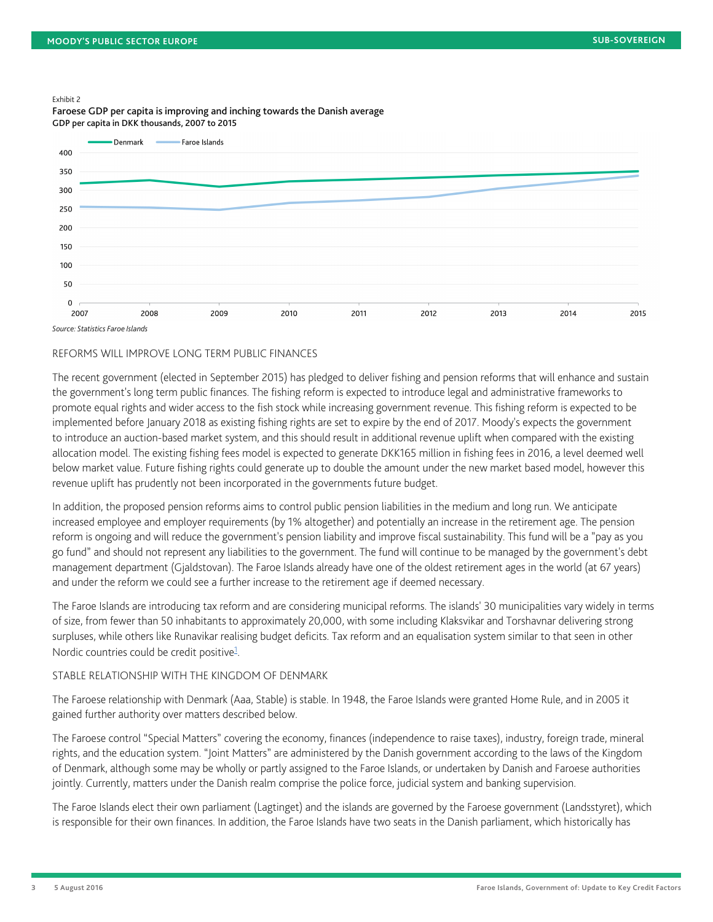Exhibit 2

**Faroese GDP per capita is improving and inching towards the Danish average**

**GDP per capita in DKK thousands, 2007 to 2015**

*Source: Statistics Faroe Islands*

REFORMS WILL IMPROVE LONG TERM PUBLIC FINANCES

The recent government (elected in September 2015) has pledged to deliver fishing and pension reforms that will enhance and sustain the government's long term public finances. The fishing reform is expected to introduce legal and administrative frameworks to promote equal rights and wider access to the fish stock while increasing government revenue. This fishing reform is expected to be implemented before January 2018 as existing fishing rights are set to expire by the end of 2017. Moody's expects the government to introduce an auction-based market system, and this should result in additional revenue uplift when compared with the existing allocation model. The existing fishing fees model is expected to generate DKK165 million in fishing fees in 2016, a level deemed well below market value. Future fishing rights could generate up to double the amount under the new market based model, however this revenue uplift has prudently not been incorporated in the governments future budget.

In addition, the proposed pension reforms aims to control public pension liabilities in the medium and long run. We anticipate increased employee and employer requirements (by 1% altogether) and potentially an increase in the retirement age. The pension reform is ongoing and will reduce the government's pension liability and improve fiscal sustainability. This fund will be a "pay as you go fund" and should not represent any liabilities to the government. The fund will continue to be managed by the government's debt management department (Gjaldstovan). The Faroe Islands already have one of the oldest retirement ages in the world (at 67 years) and under the reform we could see a further increase to the retirement age if deemed necessary.

The Faroe Islands are introducing tax reform and are considering municipal reforms. The islands' 30 municipalities vary widely in terms of size, from fewer than 50 inhabitants to approximately 20,000, with some including Klaksvikar and Torshavnar delivering strong surpluses, while others like Runavikar realising budget deficits. Tax reform and an equalisation system similar to that seen in other Nordic countries could be credit positive[1].

STABLE RELATIONSHIP WITH THE KINGDOM OF DENMARK

The Faroese relationship with Denmark (Aaa, Stable) is stable. In 1948, the Faroe Islands were granted Home Rule, and in 2005 it gained further authority over matters described below.

The Faroese control "Special Matters" covering the economy, finances (independence to raise taxes), industry, foreign trade, mineral rights, and the education system. "Joint Matters" are administered by the Danish government according to the laws of the Kingdom of Denmark, although some may be wholly or partly assigned to the Faroe Islands, or undertaken by Danish and Faroese authorities jointly. Currently, matters under the Danish realm comprise the police force, judicial system and banking supervision.

The Faroe Islands elect their own parliament (Lagtinget) and the islands are governed by the Faroese government (Landsstyret), which is responsible for their own finances. In addition, the Faroe Islands have two seats in the Danish parliament, which historically has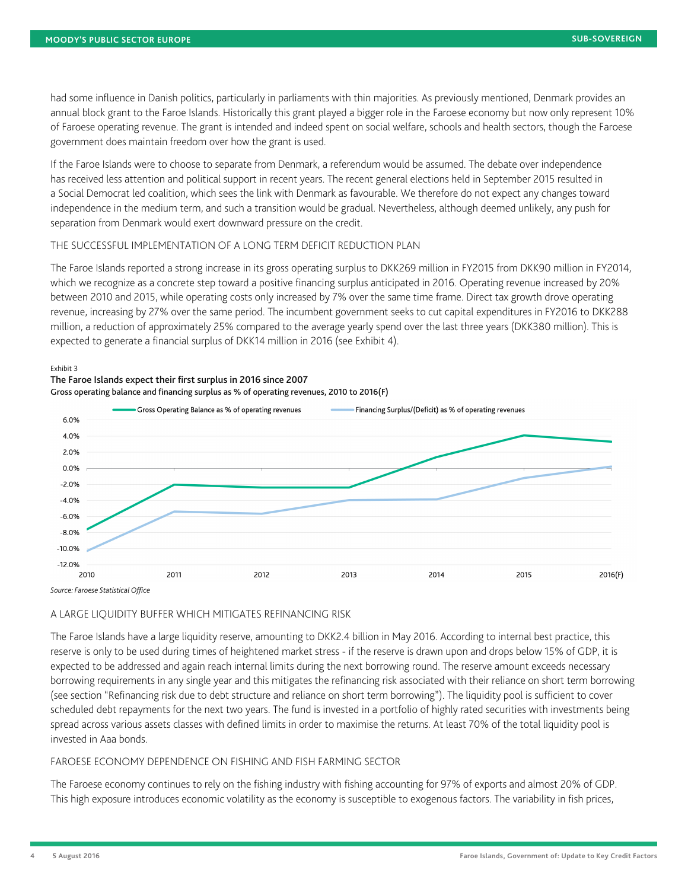had some influence in Danish politics, particularly in parliaments with thin majorities. As previously mentioned, Denmark provides an annual block grant to the Faroe Islands. Historically this grant played a bigger role in the Faroese economy but now only represent 10% of Faroese operating revenue. The grant is intended and indeed spent on social welfare, schools and health sectors, though the Faroese government does maintain freedom over how the grant is used.

If the Faroe Islands were to choose to separate from Denmark, a referendum would be assumed. The debate over independence has received less attention and political support in recent years. The recent general elections held in September 2015 resulted in a Social Democrat led coalition, which sees the link with Denmark as favourable. We therefore do not expect any changes toward independence in the medium term, and such a transition would be gradual. Nevertheless, although deemed unlikely, any push for separation from Denmark would exert downward pressure on the credit.

### THE SUCCESSFUL IMPLEMENTATION OF A LONG TERM DEFICIT REDUCTION PLAN

The Faroe Islands reported a strong increase in its gross operating surplus to DKK269 million in FY2015 from DKK90 million in FY2014, which we recognize as a concrete step toward a positive financing surplus anticipated in 2016. Operating revenue increased by 20% between 2010 and 2015, while operating costs only increased by 7% over the same time frame. Direct tax growth drove operating revenue, increasing by 27% over the same period. The incumbent government seeks to cut capital expenditures in FY2016 to DKK288 million, a reduction of approximately 25% compared to the average yearly spend over the last three years (DKK380 million). This is expected to generate a financial surplus of DKK14 million in 2016 (see Exhibit 4).

Exhibit 3
**The Faroe Islands expect their first surplus in 2016 since 2007**
**Gross operating balance and financing surplus as % of operating revenues, 2010 to 2016(F)**

*Source: Faroese Statistical Office*

### A LARGE LIQUIDITY BUFFER WHICH MITIGATES REFINANCING RISK

The Faroe Islands have a large liquidity reserve, amounting to DKK2.4 billion in May 2016. According to internal best practice, this reserve is only to be used during times of heightened market stress - if the reserve is drawn upon and drops below 15% of GDP, it is expected to be addressed and again reach internal limits during the next borrowing round. The reserve amount exceeds necessary borrowing requirements in any single year and this mitigates the refinancing risk associated with their reliance on short term borrowing (see section "Refinancing risk due to debt structure and reliance on short term borrowing"). The liquidity pool is sufficient to cover scheduled debt repayments for the next two years. The fund is invested in a portfolio of highly rated securities with investments being spread across various assets classes with defined limits in order to maximise the returns. At least 70% of the total liquidity pool is invested in Aaa bonds.

### FAROESE ECONOMY DEPENDENCE ON FISHING AND FISH FARMING SECTOR

The Faroese economy continues to rely on the fishing industry with fishing accounting for 97% of exports and almost 20% of GDP. This high exposure introduces economic volatility as the economy is susceptible to exogenous factors. The variability in fish prices,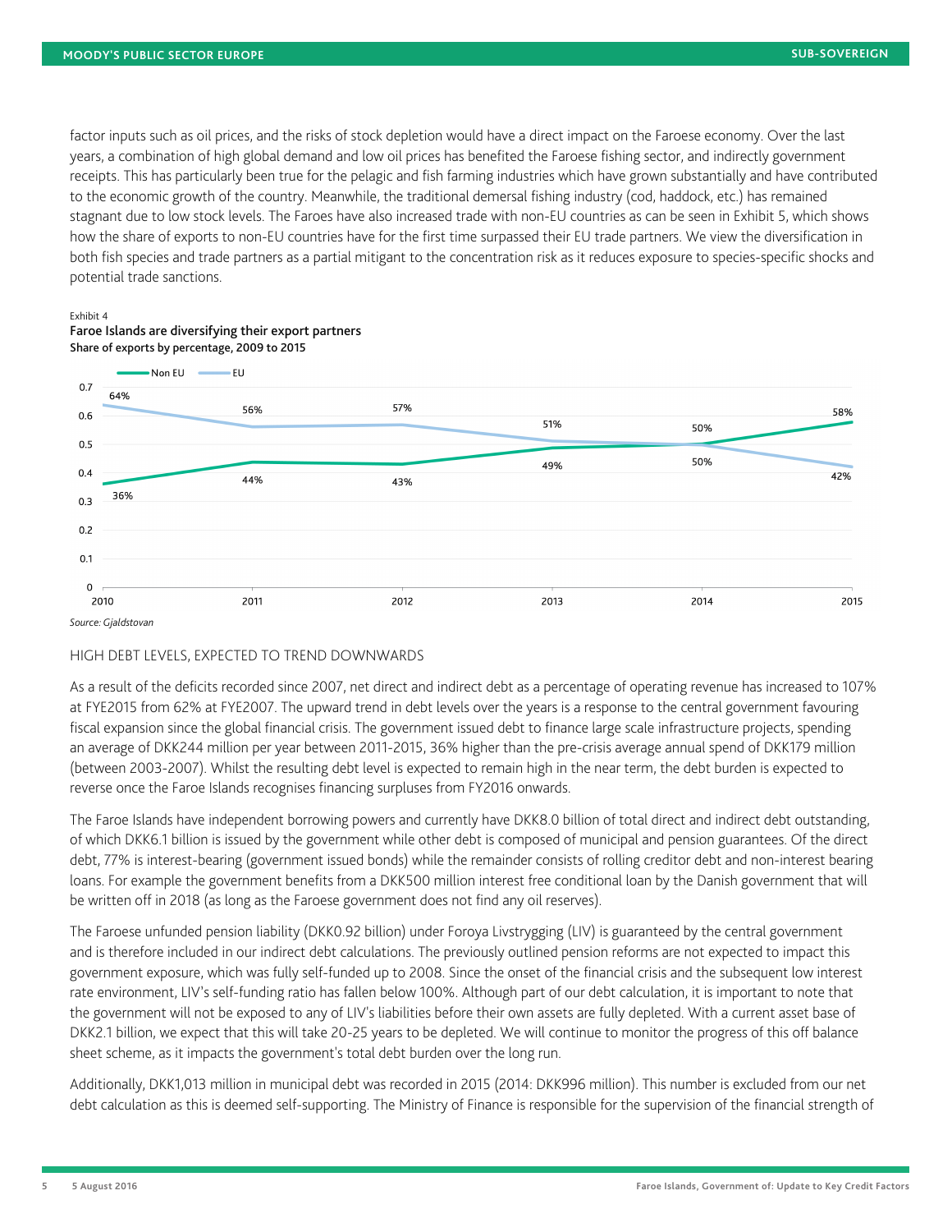factor inputs such as oil prices, and the risks of stock depletion would have a direct impact on the Faroese economy. Over the last years, a combination of high global demand and low oil prices has benefited the Faroese fishing sector, and indirectly government receipts. This has particularly been true for the pelagic and fish farming industries which have grown substantially and have contributed to the economic growth of the country. Meanwhile, the traditional demersal fishing industry (cod, haddock, etc.) has remained stagnant due to low stock levels. The Faroes have also increased trade with non-EU countries as can be seen in Exhibit 5, which shows how the share of exports to non-EU countries have for the first time surpassed their EU trade partners. We view the diversification in both fish species and trade partners as a partial mitigant to the concentration risk as it reduces exposure to species-specific shocks and potential trade sanctions.

Exhibit 4
**Faroe Islands are diversifying their export partners**
**Share of exports by percentage, 2009 to 2015**

| Year | Non EU | EU |
|---|---|---|
| 2010 | 36% | 64% |
| 2011 | 44% | 56% |
| 2012 | 43% | 57% |
| 2013 | 49% | 51% |
| 2014 | 50% | 50% |
| 2015 | 58% | 42% |

*Source: Gjaldstovan*

## HIGH DEBT LEVELS, EXPECTED TO TREND DOWNWARDS

As a result of the deficits recorded since 2007, net direct and indirect debt as a percentage of operating revenue has increased to 107% at FYE2015 from 62% at FYE2007. The upward trend in debt levels over the years is a response to the central government favouring fiscal expansion since the global financial crisis. The government issued debt to finance large scale infrastructure projects, spending an average of DKK244 million per year between 2011-2015, 36% higher than the pre-crisis average annual spend of DKK179 million (between 2003-2007). Whilst the resulting debt level is expected to remain high in the near term, the debt burden is expected to reverse once the Faroe Islands recognises financing surpluses from FY2016 onwards.

The Faroe Islands have independent borrowing powers and currently have DKK8.0 billion of total direct and indirect debt outstanding, of which DKK6.1 billion is issued by the government while other debt is composed of municipal and pension guarantees. Of the direct debt, 77% is interest-bearing (government issued bonds) while the remainder consists of rolling creditor debt and non-interest bearing loans. For example the government benefits from a DKK500 million interest free conditional loan by the Danish government that will be written off in 2018 (as long as the Faroese government does not find any oil reserves).

The Faroese unfunded pension liability (DKK0.92 billion) under Foroya Livstrygging (LIV) is guaranteed by the central government and is therefore included in our indirect debt calculations. The previously outlined pension reforms are not expected to impact this government exposure, which was fully self-funded up to 2008. Since the onset of the financial crisis and the subsequent low interest rate environment, LIV's self-funding ratio has fallen below 100%. Although part of our debt calculation, it is important to note that the government will not be exposed to any of LIV's liabilities before their own assets are fully depleted. With a current asset base of DKK2.1 billion, we expect that this will take 20-25 years to be depleted. We will continue to monitor the progress of this off balance sheet scheme, as it impacts the government's total debt burden over the long run.

Additionally, DKK1,013 million in municipal debt was recorded in 2015 (2014: DKK996 million). This number is excluded from our net debt calculation as this is deemed self-supporting. The Ministry of Finance is responsible for the supervision of the financial strength of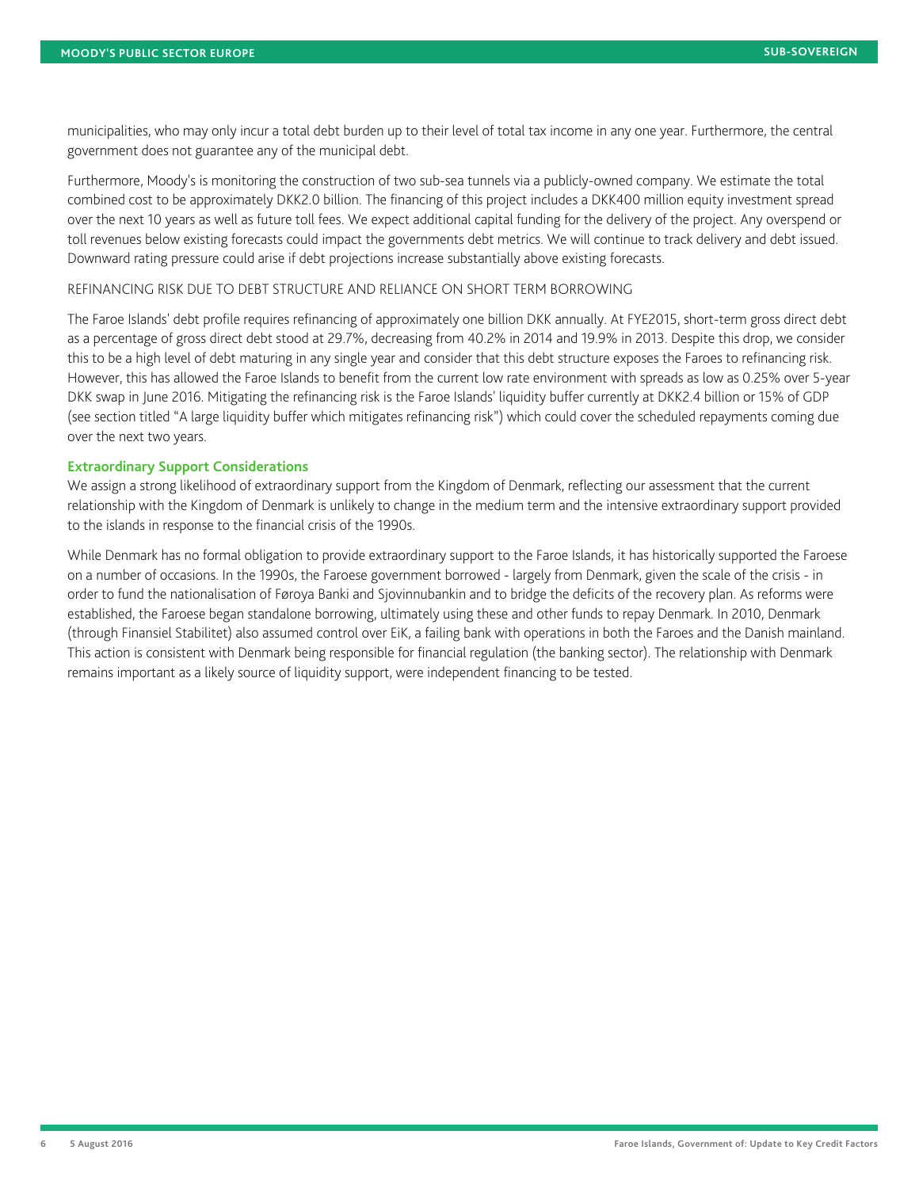municipalities, who may only incur a total debt burden up to their level of total tax income in any one year. Furthermore, the central government does not guarantee any of the municipal debt.

Furthermore, Moody's is monitoring the construction of two sub-sea tunnels via a publicly-owned company. We estimate the total combined cost to be approximately DKK2.0 billion. The financing of this project includes a DKK400 million equity investment spread over the next 10 years as well as future toll fees. We expect additional capital funding for the delivery of the project. Any overspend or toll revenues below existing forecasts could impact the governments debt metrics. We will continue to track delivery and debt issued. Downward rating pressure could arise if debt projections increase substantially above existing forecasts.

REFINANCING RISK DUE TO DEBT STRUCTURE AND RELIANCE ON SHORT TERM BORROWING

The Faroe Islands' debt profile requires refinancing of approximately one billion DKK annually. At FYE2015, short-term gross direct debt as a percentage of gross direct debt stood at 29.7%, decreasing from 40.2% in 2014 and 19.9% in 2013. Despite this drop, we consider this to be a high level of debt maturing in any single year and consider that this debt structure exposes the Faroes to refinancing risk. However, this has allowed the Faroe Islands to benefit from the current low rate environment with spreads as low as 0.25% over 5-year DKK swap in June 2016. Mitigating the refinancing risk is the Faroe Islands' liquidity buffer currently at DKK2.4 billion or 15% of GDP (see section titled "A large liquidity buffer which mitigates refinancing risk") which could cover the scheduled repayments coming due over the next two years.

### Extraordinary Support Considerations

We assign a strong likelihood of extraordinary support from the Kingdom of Denmark, reflecting our assessment that the current relationship with the Kingdom of Denmark is unlikely to change in the medium term and the intensive extraordinary support provided to the islands in response to the financial crisis of the 1990s.

While Denmark has no formal obligation to provide extraordinary support to the Faroe Islands, it has historically supported the Faroese on a number of occasions. In the 1990s, the Faroese government borrowed - largely from Denmark, given the scale of the crisis - in order to fund the nationalisation of Føroya Banki and Sjovinnubankin and to bridge the deficits of the recovery plan. As reforms were established, the Faroese began standalone borrowing, ultimately using these and other funds to repay Denmark. In 2010, Denmark (through Finansiel Stabilitet) also assumed control over EiK, a failing bank with operations in both the Faroes and the Danish mainland. This action is consistent with Denmark being responsible for financial regulation (the banking sector). The relationship with Denmark remains important as a likely source of liquidity support, were independent financing to be tested.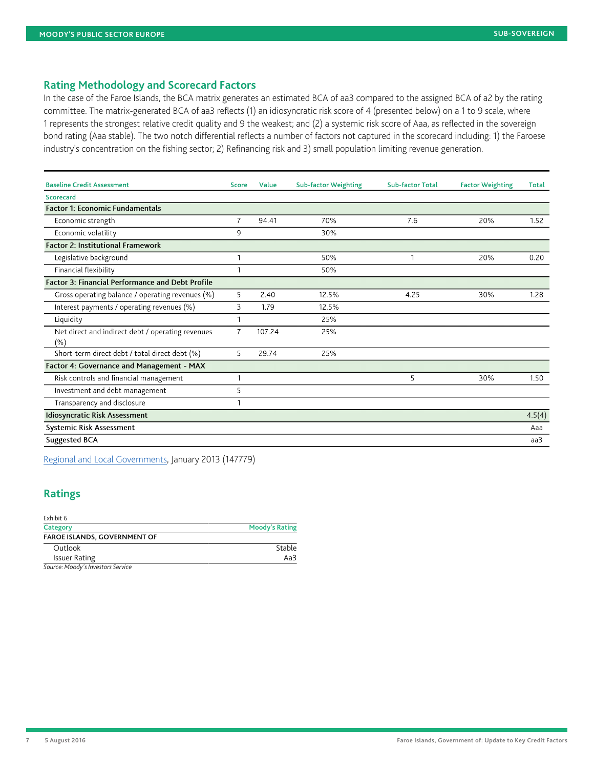## Rating Methodology and Scorecard Factors

In the case of the Faroe Islands, the BCA matrix generates an estimated BCA of aa3 compared to the assigned BCA of a2 by the rating committee. The matrix-generated BCA of aa3 reflects (1) an idiosyncratic risk score of 4 (presented below) on a 1 to 9 scale, where 1 represents the strongest relative credit quality and 9 the weakest; and (2) a systemic risk score of Aaa, as reflected in the sovereign bond rating (Aaa stable). The two notch differential reflects a number of factors not captured in the scorecard including: 1) the Faroese industry's concentration on the fishing sector; 2) Refinancing risk and 3) small population limiting revenue generation.

| Baseline Credit Assessment | Score | Value | Sub-factor Weighting | Sub-factor Total | Factor Weighting | Total |
|---|---|---|---|---|---|---|
| Scorecard | | | | | | |
| **Factor 1: Economic Fundamentals** | | | | | | |
| Economic strength | 7 | 94.41 | 70% | 7.6 | 20% | 1.52 |
| Economic volatility | 9 | | 30% | | | |
| **Factor 2: Institutional Framework** | | | | | | |
| Legislative background | 1 | | 50% | 1 | 20% | 0.20 |
| Financial flexibility | 1 | | 50% | | | |
| **Factor 3: Financial Performance and Debt Profile** | | | | | | |
| Gross operating balance / operating revenues (%) | 5 | 2.40 | 12.5% | 4.25 | 30% | 1.28 |
| Interest payments / operating revenues (%) | 3 | 1.79 | 12.5% | | | |
| Liquidity | 1 | | 25% | | | |
| Net direct and indirect debt / operating revenues (%) | 7 | 107.24 | 25% | | | |
| Short-term direct debt / total direct debt (%) | 5 | 29.74 | 25% | | | |
| **Factor 4: Governance and Management - MAX** | | | | | | |
| Risk controls and financial management | 1 | | | 5 | 30% | 1.50 |
| Investment and debt management | 5 | | | | | |
| Transparency and disclosure | 1 | | | | | |
| **Idiosyncratic Risk Assessment** | | | | | | 4.5(4) |
| **Systemic Risk Assessment** | | | | | | Aaa |
| **Suggested BCA** | | | | | | aa3 |

Regional and Local Governments, January 2013 (147779)

## Ratings

Exhibit 6

| Category | Moody's Rating |
|---|---|
| **FAROE ISLANDS, GOVERNMENT OF** | |
| Outlook | Stable |
| Issuer Rating | Aa3 |

*Source: Moody's Investors Service*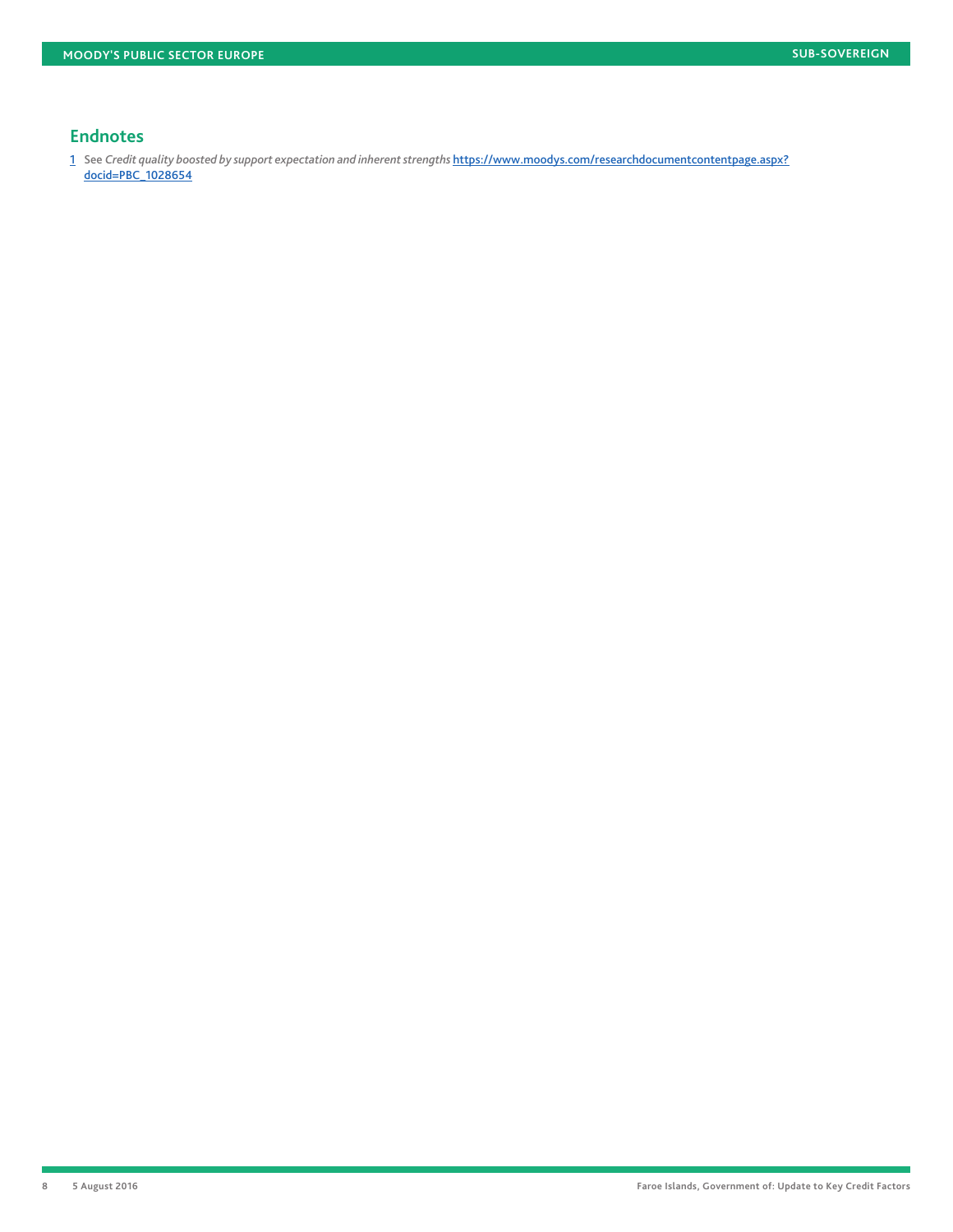## Endnotes

1 See *Credit quality boosted by support expectation and inherent strengths* https://www.moodys.com/researchdocumentcontentpage.aspx?docid=PBC_1028654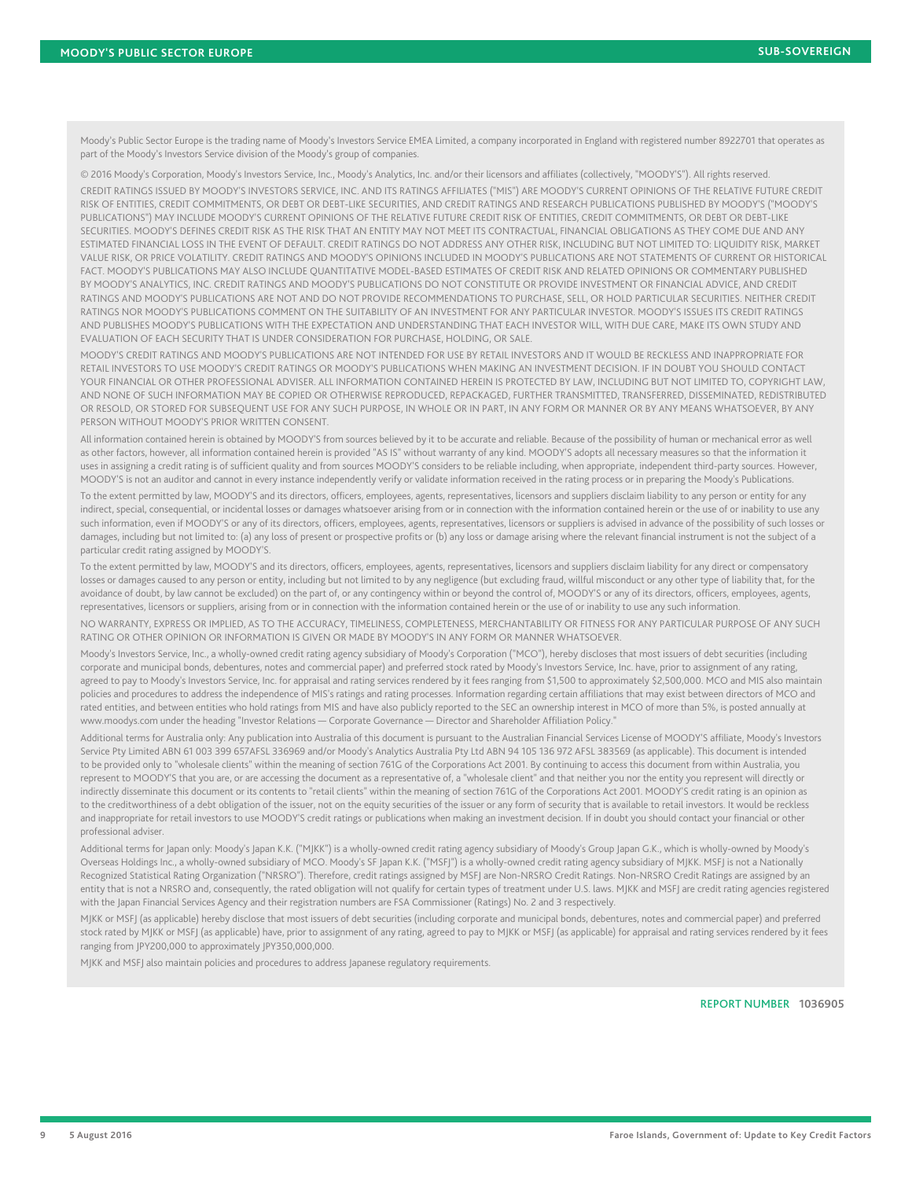Moody's Public Sector Europe is the trading name of Moody's Investors Service EMEA Limited, a company incorporated in England with registered number 8922701 that operates as part of the Moody's Investors Service division of the Moody's group of companies.

© 2016 Moody's Corporation, Moody's Investors Service, Inc., Moody's Analytics, Inc. and/or their licensors and affiliates (collectively, "MOODY'S"). All rights reserved.

CREDIT RATINGS ISSUED BY MOODY'S INVESTORS SERVICE, INC. AND ITS RATINGS AFFILIATES ("MIS") ARE MOODY'S CURRENT OPINIONS OF THE RELATIVE FUTURE CREDIT RISK OF ENTITIES, CREDIT COMMITMENTS, OR DEBT OR DEBT-LIKE SECURITIES, AND CREDIT RATINGS AND RESEARCH PUBLICATIONS PUBLISHED BY MOODY'S ("MOODY'S PUBLICATIONS") MAY INCLUDE MOODY'S CURRENT OPINIONS OF THE RELATIVE FUTURE CREDIT RISK OF ENTITIES, CREDIT COMMITMENTS, OR DEBT OR DEBT-LIKE SECURITIES. MOODY'S DEFINES CREDIT RISK AS THE RISK THAT AN ENTITY MAY NOT MEET ITS CONTRACTUAL, FINANCIAL OBLIGATIONS AS THEY COME DUE AND ANY ESTIMATED FINANCIAL LOSS IN THE EVENT OF DEFAULT. CREDIT RATINGS DO NOT ADDRESS ANY OTHER RISK, INCLUDING BUT NOT LIMITED TO: LIQUIDITY RISK, MARKET VALUE RISK, OR PRICE VOLATILITY. CREDIT RATINGS AND MOODY'S OPINIONS INCLUDED IN MOODY'S PUBLICATIONS ARE NOT STATEMENTS OF CURRENT OR HISTORICAL FACT. MOODY'S PUBLICATIONS MAY ALSO INCLUDE QUANTITATIVE MODEL-BASED ESTIMATES OF CREDIT RISK AND RELATED OPINIONS OR COMMENTARY PUBLISHED BY MOODY'S ANALYTICS, INC. CREDIT RATINGS AND MOODY'S PUBLICATIONS DO NOT CONSTITUTE OR PROVIDE INVESTMENT OR FINANCIAL ADVICE, AND CREDIT RATINGS AND MOODY'S PUBLICATIONS ARE NOT AND DO NOT PROVIDE RECOMMENDATIONS TO PURCHASE, SELL, OR HOLD PARTICULAR SECURITIES. NEITHER CREDIT RATINGS NOR MOODY'S PUBLICATIONS COMMENT ON THE SUITABILITY OF AN INVESTMENT FOR ANY PARTICULAR INVESTOR. MOODY'S ISSUES ITS CREDIT RATINGS AND PUBLISHES MOODY'S PUBLICATIONS WITH THE EXPECTATION AND UNDERSTANDING THAT EACH INVESTOR WILL, WITH DUE CARE, MAKE ITS OWN STUDY AND EVALUATION OF EACH SECURITY THAT IS UNDER CONSIDERATION FOR PURCHASE, HOLDING, OR SALE.

MOODY'S CREDIT RATINGS AND MOODY'S PUBLICATIONS ARE NOT INTENDED FOR USE BY RETAIL INVESTORS AND IT WOULD BE RECKLESS AND INAPPROPRIATE FOR RETAIL INVESTORS TO USE MOODY'S CREDIT RATINGS OR MOODY'S PUBLICATIONS WHEN MAKING AN INVESTMENT DECISION. IF IN DOUBT YOU SHOULD CONTACT YOUR FINANCIAL OR OTHER PROFESSIONAL ADVISER. ALL INFORMATION CONTAINED HEREIN IS PROTECTED BY LAW, INCLUDING BUT NOT LIMITED TO, COPYRIGHT LAW, AND NONE OF SUCH INFORMATION MAY BE COPIED OR OTHERWISE REPRODUCED, REPACKAGED, FURTHER TRANSMITTED, TRANSFERRED, DISSEMINATED, REDISTRIBUTED OR RESOLD, OR STORED FOR SUBSEQUENT USE FOR ANY SUCH PURPOSE, IN WHOLE OR IN PART, IN ANY FORM OR MANNER OR BY ANY MEANS WHATSOEVER, BY ANY PERSON WITHOUT MOODY'S PRIOR WRITTEN CONSENT.

All information contained herein is obtained by MOODY'S from sources believed by it to be accurate and reliable. Because of the possibility of human or mechanical error as well as other factors, however, all information contained herein is provided "AS IS" without warranty of any kind. MOODY'S adopts all necessary measures so that the information it uses in assigning a credit rating is of sufficient quality and from sources MOODY'S considers to be reliable including, when appropriate, independent third-party sources. However, MOODY'S is not an auditor and cannot in every instance independently verify or validate information received in the rating process or in preparing the Moody's Publications.

To the extent permitted by law, MOODY'S and its directors, officers, employees, agents, representatives, licensors and suppliers disclaim liability to any person or entity for any indirect, special, consequential, or incidental losses or damages whatsoever arising from or in connection with the information contained herein or the use of or inability to use any such information, even if MOODY'S or any of its directors, officers, employees, agents, representatives, licensors or suppliers is advised in advance of the possibility of such losses or damages, including but not limited to: (a) any loss of present or prospective profits or (b) any loss or damage arising where the relevant financial instrument is not the subject of a particular credit rating assigned by MOODY'S.

To the extent permitted by law, MOODY'S and its directors, officers, employees, agents, representatives, licensors and suppliers disclaim liability for any direct or compensatory losses or damages caused to any person or entity, including but not limited to by any negligence (but excluding fraud, willful misconduct or any other type of liability that, for the avoidance of doubt, by law cannot be excluded) on the part of, or any contingency within or beyond the control of, MOODY'S or any of its directors, officers, employees, agents, representatives, licensors or suppliers, arising from or in connection with the information contained herein or the use of or inability to use any such information.

NO WARRANTY, EXPRESS OR IMPLIED, AS TO THE ACCURACY, TIMELINESS, COMPLETENESS, MERCHANTABILITY OR FITNESS FOR ANY PARTICULAR PURPOSE OF ANY SUCH RATING OR OTHER OPINION OR INFORMATION IS GIVEN OR MADE BY MOODY'S IN ANY FORM OR MANNER WHATSOEVER.

Moody's Investors Service, Inc., a wholly-owned credit rating agency subsidiary of Moody's Corporation ("MCO"), hereby discloses that most issuers of debt securities (including corporate and municipal bonds, debentures, notes and commercial paper) and preferred stock rated by Moody's Investors Service, Inc. have, prior to assignment of any rating, agreed to pay to Moody's Investors Service, Inc. for appraisal and rating services rendered by it fees ranging from $1,500 to approximately $2,500,000. MCO and MIS also maintain policies and procedures to address the independence of MIS's ratings and rating processes. Information regarding certain affiliations that may exist between directors of MCO and rated entities, and between entities who hold ratings from MIS and have also publicly reported to the SEC an ownership interest in MCO of more than 5%, is posted annually at www.moodys.com under the heading "Investor Relations — Corporate Governance — Director and Shareholder Affiliation Policy."

Additional terms for Australia only: Any publication into Australia of this document is pursuant to the Australian Financial Services License of MOODY'S affiliate, Moody's Investors Service Pty Limited ABN 61 003 399 657AFSL 336969 and/or Moody's Analytics Australia Pty Ltd ABN 94 105 136 972 AFSL 383569 (as applicable). This document is intended to be provided only to "wholesale clients" within the meaning of section 761G of the Corporations Act 2001. By continuing to access this document from within Australia, you represent to MOODY'S that you are, or are accessing the document as a representative of, a "wholesale client" and that neither you nor the entity you represent will directly or indirectly disseminate this document or its contents to "retail clients" within the meaning of section 761G of the Corporations Act 2001. MOODY'S credit rating is an opinion as to the creditworthiness of a debt obligation of the issuer, not on the equity securities of the issuer or any form of security that is available to retail investors. It would be reckless and inappropriate for retail investors to use MOODY'S credit ratings or publications when making an investment decision. If in doubt you should contact your financial or other professional adviser.

Additional terms for Japan only: Moody's Japan K.K. ("MJKK") is a wholly-owned credit rating agency subsidiary of Moody's Group Japan G.K., which is wholly-owned by Moody's Overseas Holdings Inc., a wholly-owned subsidiary of MCO. Moody's SF Japan K.K. ("MSFJ") is a wholly-owned credit rating agency subsidiary of MJKK. MSFJ is not a Nationally Recognized Statistical Rating Organization ("NRSRO"). Therefore, credit ratings assigned by MSFJ are Non-NRSRO Credit Ratings. Non-NRSRO Credit Ratings are assigned by an entity that is not a NRSRO and, consequently, the rated obligation will not qualify for certain types of treatment under U.S. laws. MJKK and MSFJ are credit rating agencies registered with the Japan Financial Services Agency and their registration numbers are FSA Commissioner (Ratings) No. 2 and 3 respectively.

MJKK or MSFJ (as applicable) hereby disclose that most issuers of debt securities (including corporate and municipal bonds, debentures, notes and commercial paper) and preferred stock rated by MJKK or MSFJ (as applicable) have, prior to assignment of any rating, agreed to pay to MJKK or MSFJ (as applicable) for appraisal and rating services rendered by it fees ranging from JPY200,000 to approximately JPY350,000,000.

MJKK and MSFJ also maintain policies and procedures to address Japanese regulatory requirements.

REPORT NUMBER **1036905**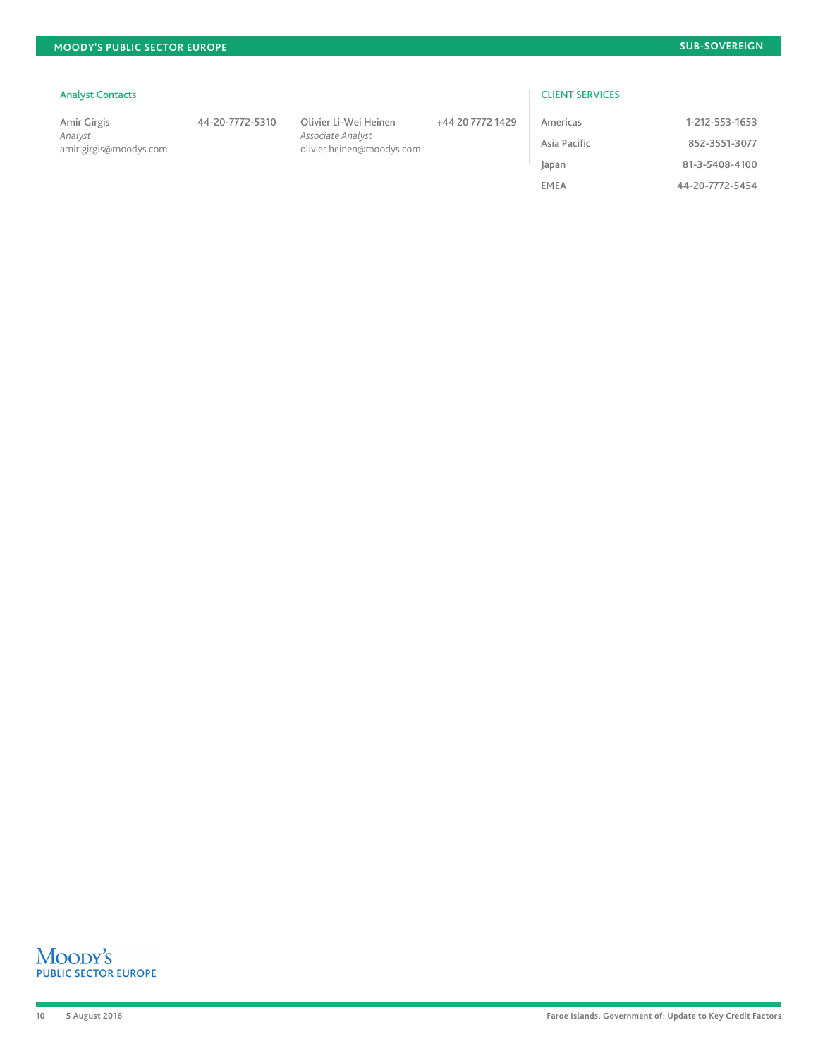**Analyst Contacts**

Amir Girgis — 44-20-7772-5310
*Analyst*
amir.girgis@moodys.com

Olivier Li-Wei Heinen — +44 20 7772 1429
*Associate Analyst*
olivier.heinen@moodys.com

**CLIENT SERVICES**

| | |
|---|---|
| Americas | 1-212-553-1653 |
| Asia Pacific | 852-3551-3077 |
| Japan | 81-3-5408-4100 |
| EMEA | 44-20-7772-5454 |

Moody's
PUBLIC SECTOR EUROPE